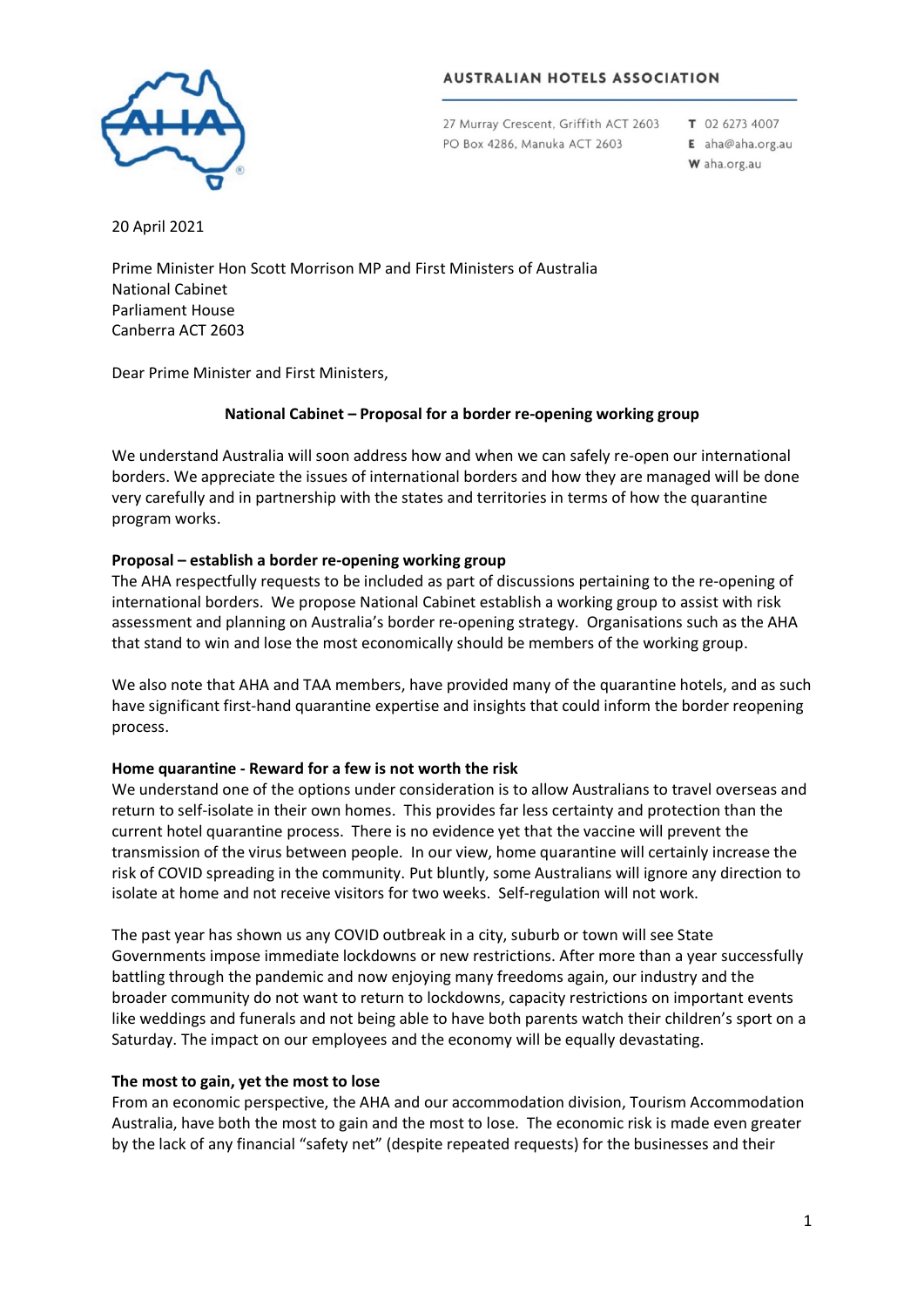**AUSTRALIAN HOTELS ASSOCIATION**

27 Murray Crescent, Griffith ACT 2603
PO Box 4286, Manuka ACT 2603

**T** 02 6273 4007
**E** aha@aha.org.au
**W** aha.org.au

20 April 2021

Prime Minister Hon Scott Morrison MP and First Ministers of Australia
National Cabinet
Parliament House
Canberra ACT 2603

Dear Prime Minister and First Ministers,

**National Cabinet – Proposal for a border re-opening working group**

We understand Australia will soon address how and when we can safely re-open our international borders. We appreciate the issues of international borders and how they are managed will be done very carefully and in partnership with the states and territories in terms of how the quarantine program works.

**Proposal – establish a border re-opening working group**

The AHA respectfully requests to be included as part of discussions pertaining to the re-opening of international borders. We propose National Cabinet establish a working group to assist with risk assessment and planning on Australia's border re-opening strategy. Organisations such as the AHA that stand to win and lose the most economically should be members of the working group.

We also note that AHA and TAA members, have provided many of the quarantine hotels, and as such have significant first-hand quarantine expertise and insights that could inform the border reopening process.

**Home quarantine - Reward for a few is not worth the risk**

We understand one of the options under consideration is to allow Australians to travel overseas and return to self-isolate in their own homes. This provides far less certainty and protection than the current hotel quarantine process. There is no evidence yet that the vaccine will prevent the transmission of the virus between people. In our view, home quarantine will certainly increase the risk of COVID spreading in the community. Put bluntly, some Australians will ignore any direction to isolate at home and not receive visitors for two weeks. Self-regulation will not work.

The past year has shown us any COVID outbreak in a city, suburb or town will see State Governments impose immediate lockdowns or new restrictions. After more than a year successfully battling through the pandemic and now enjoying many freedoms again, our industry and the broader community do not want to return to lockdowns, capacity restrictions on important events like weddings and funerals and not being able to have both parents watch their children's sport on a Saturday. The impact on our employees and the economy will be equally devastating.

**The most to gain, yet the most to lose**

From an economic perspective, the AHA and our accommodation division, Tourism Accommodation Australia, have both the most to gain and the most to lose. The economic risk is made even greater by the lack of any financial "safety net" (despite repeated requests) for the businesses and their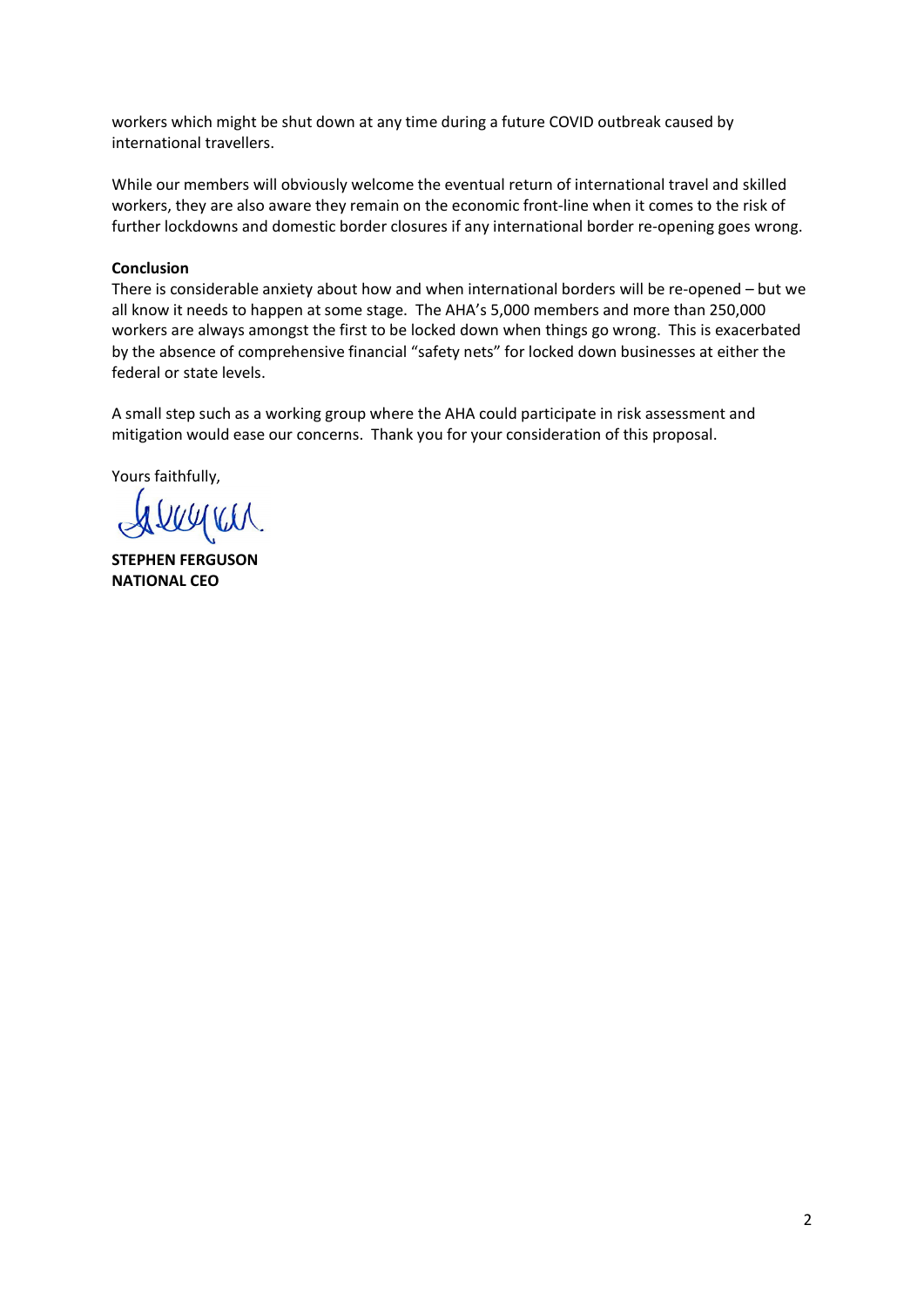workers which might be shut down at any time during a future COVID outbreak caused by international travellers.

While our members will obviously welcome the eventual return of international travel and skilled workers, they are also aware they remain on the economic front-line when it comes to the risk of further lockdowns and domestic border closures if any international border re-opening goes wrong.

**Conclusion**
There is considerable anxiety about how and when international borders will be re-opened – but we all know it needs to happen at some stage. The AHA's 5,000 members and more than 250,000 workers are always amongst the first to be locked down when things go wrong. This is exacerbated by the absence of comprehensive financial "safety nets" for locked down businesses at either the federal or state levels.

A small step such as a working group where the AHA could participate in risk assessment and mitigation would ease our concerns. Thank you for your consideration of this proposal.

Yours faithfully,

**STEPHEN FERGUSON**
**NATIONAL CEO**